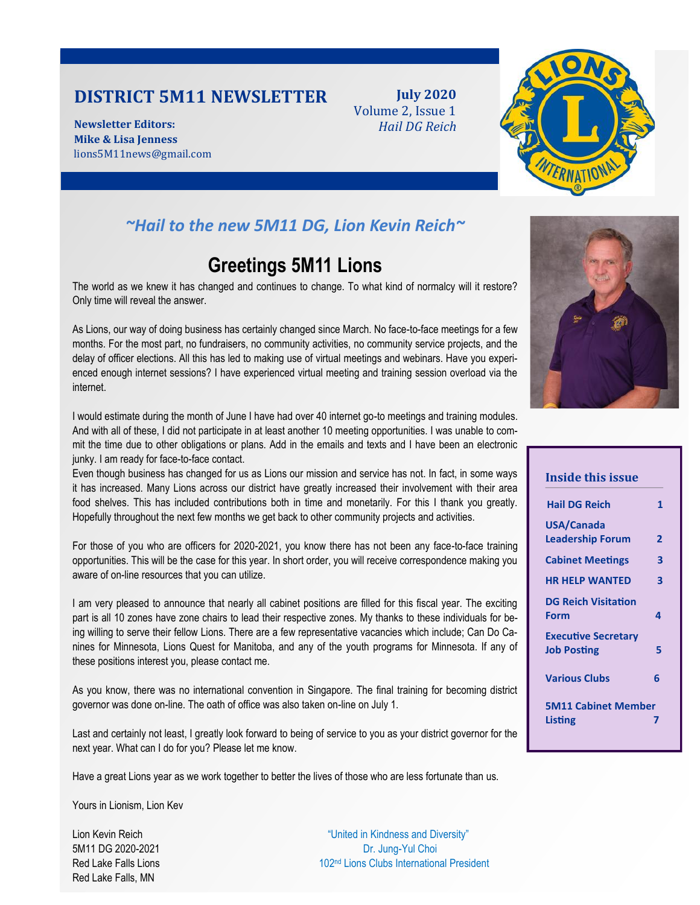# DISTRICT 5M11 NEWSLETTER

**July 2020**
Volume 2, Issue 1
*Hail DG Reich*

**Newsletter Editors:**
**Mike & Lisa Jenness**
lions5M11news@gmail.com

### *~Hail to the new 5M11 DG, Lion Kevin Reich~*

## Greetings 5M11 Lions

The world as we knew it has changed and continues to change. To what kind of normalcy will it restore? Only time will reveal the answer.

As Lions, our way of doing business has certainly changed since March. No face-to-face meetings for a few months. For the most part, no fundraisers, no community activities, no community service projects, and the delay of officer elections. All this has led to making use of virtual meetings and webinars. Have you experienced enough internet sessions? I have experienced virtual meeting and training session overload via the internet.

I would estimate during the month of June I have had over 40 internet go-to meetings and training modules. And with all of these, I did not participate in at least another 10 meeting opportunities. I was unable to commit the time due to other obligations or plans. Add in the emails and texts and I have been an electronic junky. I am ready for face-to-face contact.

Even though business has changed for us as Lions our mission and service has not. In fact, in some ways it has increased. Many Lions across our district have greatly increased their involvement with their area food shelves. This has included contributions both in time and monetarily. For this I thank you greatly. Hopefully throughout the next few months we get back to other community projects and activities.

For those of you who are officers for 2020-2021, you know there has not been any face-to-face training opportunities. This will be the case for this year. In short order, you will receive correspondence making you aware of on-line resources that you can utilize.

I am very pleased to announce that nearly all cabinet positions are filled for this fiscal year. The exciting part is all 10 zones have zone chairs to lead their respective zones. My thanks to these individuals for being willing to serve their fellow Lions. There are a few representative vacancies which include; Can Do Canines for Minnesota, Lions Quest for Manitoba, and any of the youth programs for Minnesota. If any of these positions interest you, please contact me.

As you know, there was no international convention in Singapore. The final training for becoming district governor was done on-line. The oath of office was also taken on-line on July 1.

Last and certainly not least, I greatly look forward to being of service to you as your district governor for the next year. What can I do for you? Please let me know.

Have a great Lions year as we work together to better the lives of those who are less fortunate than us.

Yours in Lionism, Lion Kev

Lion Kevin Reich
5M11 DG 2020-2021
Red Lake Falls Lions
Red Lake Falls, MN

"United in Kindness and Diversity"
Dr. Jung-Yul Choi
102nd Lions Clubs International President

### Inside this issue

| | |
|---|---|
| Hail DG Reich | 1 |
| USA/Canada Leadership Forum | 2 |
| Cabinet Meetings | 3 |
| HR HELP WANTED | 3 |
| DG Reich Visitation Form | 4 |
| Executive Secretary Job Posting | 5 |
| Various Clubs | 6 |
| 5M11 Cabinet Member Listing | 7 |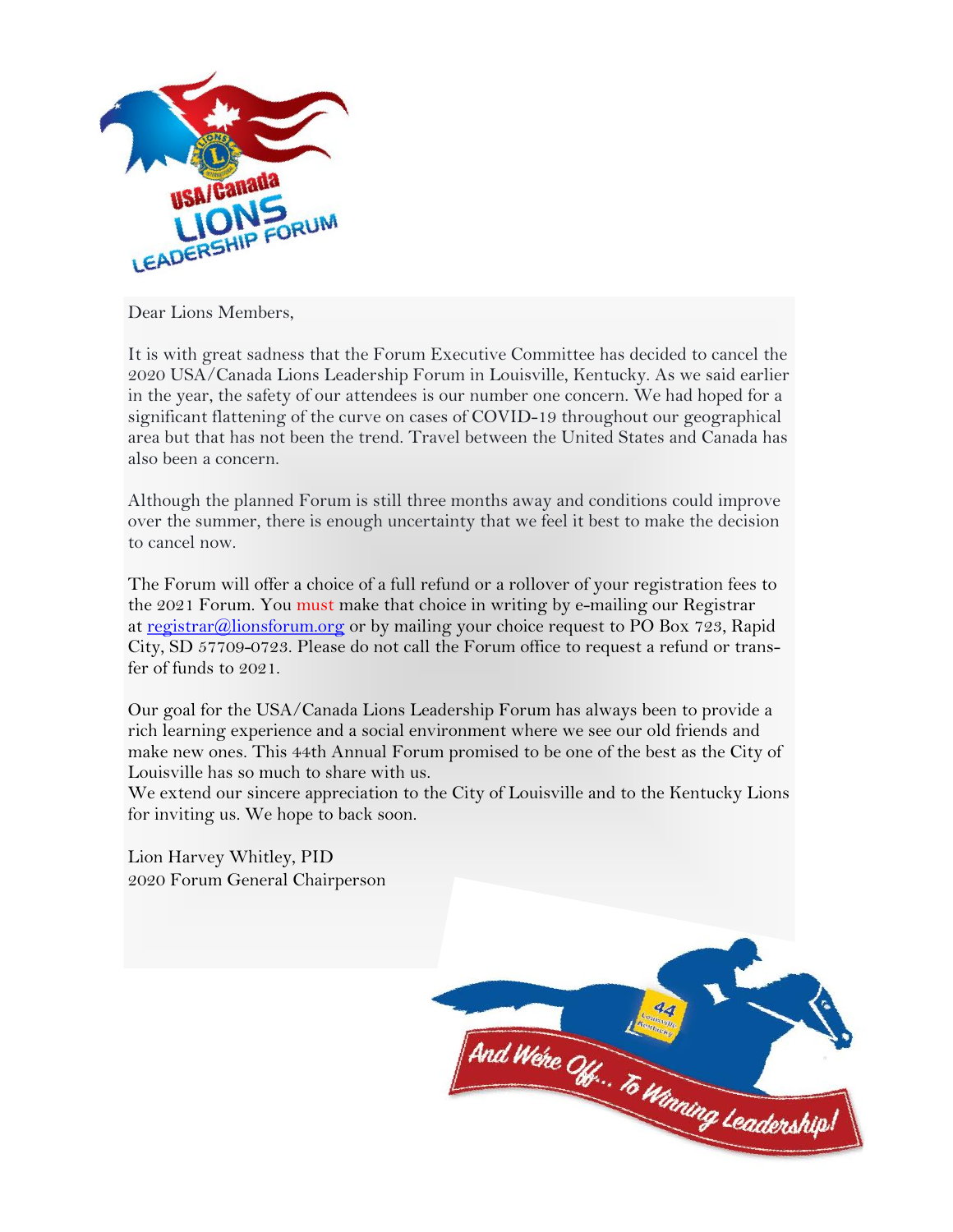Dear Lions Members,

It is with great sadness that the Forum Executive Committee has decided to cancel the 2020 USA/Canada Lions Leadership Forum in Louisville, Kentucky. As we said earlier in the year, the safety of our attendees is our number one concern. We had hoped for a significant flattening of the curve on cases of COVID-19 throughout our geographical area but that has not been the trend. Travel between the United States and Canada has also been a concern.

Although the planned Forum is still three months away and conditions could improve over the summer, there is enough uncertainty that we feel it best to make the decision to cancel now.

The Forum will offer a choice of a full refund or a rollover of your registration fees to the 2021 Forum. You must make that choice in writing by e-mailing our Registrar at registrar@lionsforum.org or by mailing your choice request to PO Box 723, Rapid City, SD 57709-0723. Please do not call the Forum office to request a refund or transfer of funds to 2021.

Our goal for the USA/Canada Lions Leadership Forum has always been to provide a rich learning experience and a social environment where we see our old friends and make new ones. This 44th Annual Forum promised to be one of the best as the City of Louisville has so much to share with us.

We extend our sincere appreciation to the City of Louisville and to the Kentucky Lions for inviting us. We hope to back soon.

Lion Harvey Whitley, PID
2020 Forum General Chairperson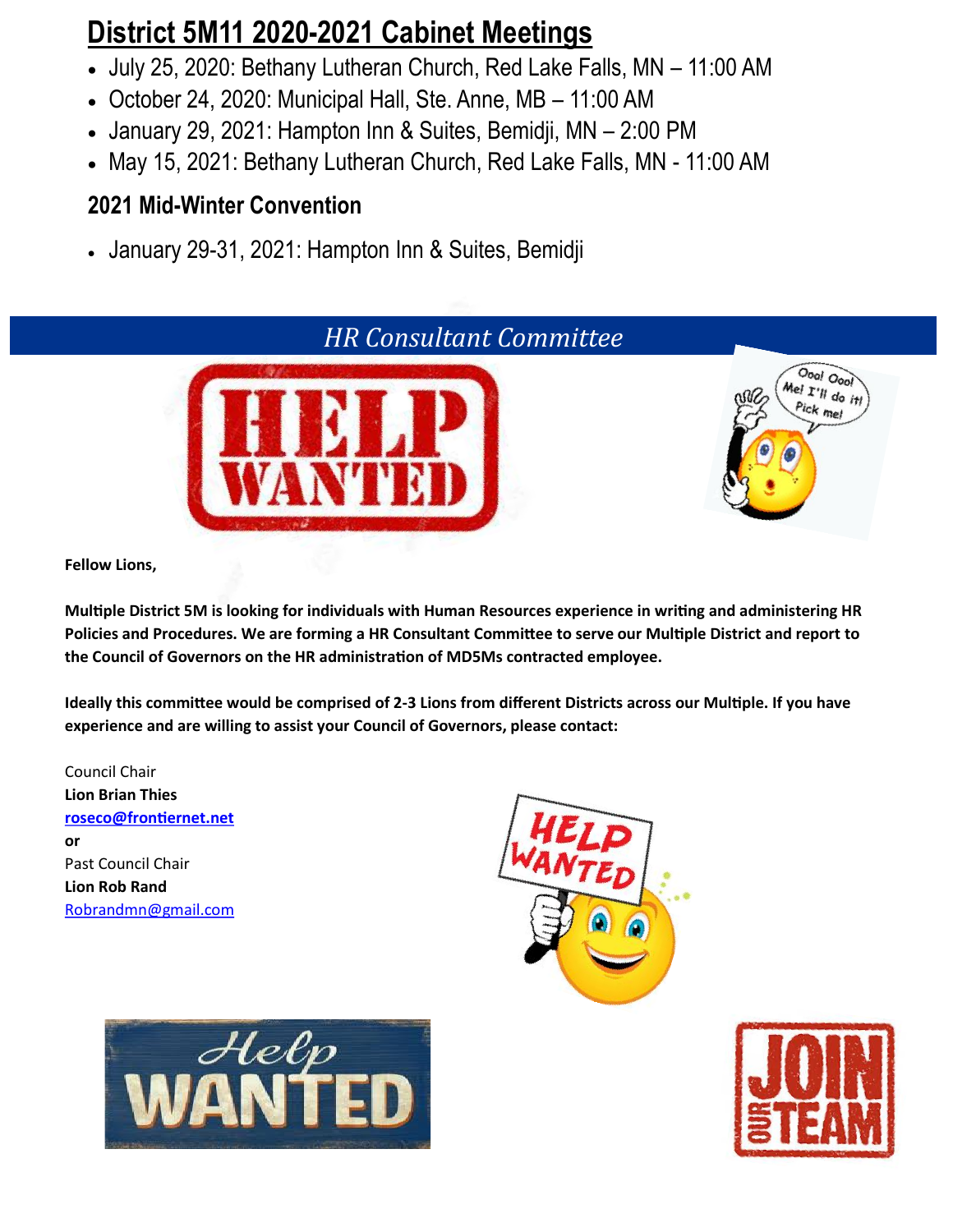# District 5M11 2020-2021 Cabinet Meetings

- July 25, 2020: Bethany Lutheran Church, Red Lake Falls, MN – 11:00 AM
- October 24, 2020: Municipal Hall, Ste. Anne, MB – 11:00 AM
- January 29, 2021: Hampton Inn & Suites, Bemidji, MN – 2:00 PM
- May 15, 2021: Bethany Lutheran Church, Red Lake Falls, MN - 11:00 AM

## 2021 Mid-Winter Convention

- January 29-31, 2021: Hampton Inn & Suites, Bemidji

## *HR Consultant Committee*

**Fellow Lions,**

**Multiple District 5M is looking for individuals with Human Resources experience in writing and administering HR Policies and Procedures. We are forming a HR Consultant Committee to serve our Multiple District and report to the Council of Governors on the HR administration of MD5Ms contracted employee.**

**Ideally this committee would be comprised of 2-3 Lions from different Districts across our Multiple. If you have experience and are willing to assist your Council of Governors, please contact:**

Council Chair
**Lion Brian Thies**
**roseco@frontiernet.net**
**or**
Past Council Chair
**Lion Rob Rand**
Robrandmn@gmail.com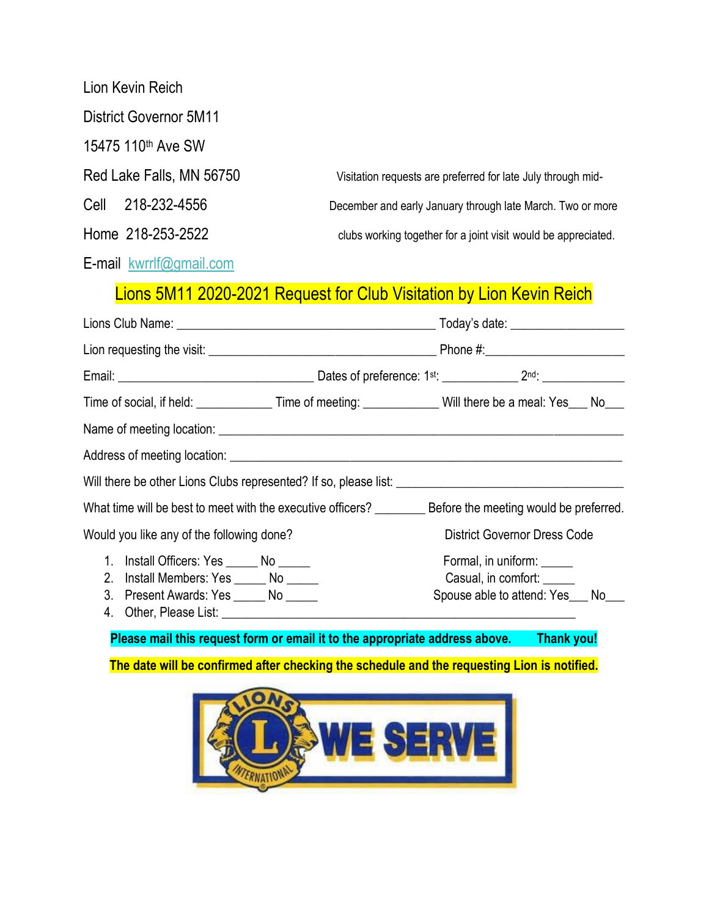Lion Kevin Reich

District Governor 5M11

15475 110th Ave SW

Red Lake Falls, MN 56750

Cell 218-232-4556

Home 218-253-2522

E-mail kwrrlf@gmail.com

Visitation requests are preferred for late July through mid-December and early January through late March. Two or more clubs working together for a joint visit would be appreciated.

## Lions 5M11 2020-2021 Request for Club Visitation by Lion Kevin Reich

Lions Club Name: __________________________________________ Today's date: _________________

Lion requesting the visit: _____________________________________ Phone #:______________________

Email: _______________________________ Dates of preference: 1st: ____________ 2nd: _____________

Time of social, if held: ____________ Time of meeting: ____________ Will there be a meal: Yes___ No___

Name of meeting location: _________________________________________________________________

Address of meeting location: _______________________________________________________________

Will there be other Lions Clubs represented? If so, please list: _____________________________________

What time will be best to meet with the executive officers? ________ Before the meeting would be preferred.

Would you like any of the following done?

1. Install Officers: Yes _____ No _____
2. Install Members: Yes _____ No _____
3. Present Awards: Yes _____ No _____
4. Other, Please List: _________________________________________________________

District Governor Dress Code

Formal, in uniform: _____

Casual, in comfort: _____

Spouse able to attend: Yes___ No___

**Please mail this request form or email it to the appropriate address above. Thank you!**

**The date will be confirmed after checking the schedule and the requesting Lion is notified.**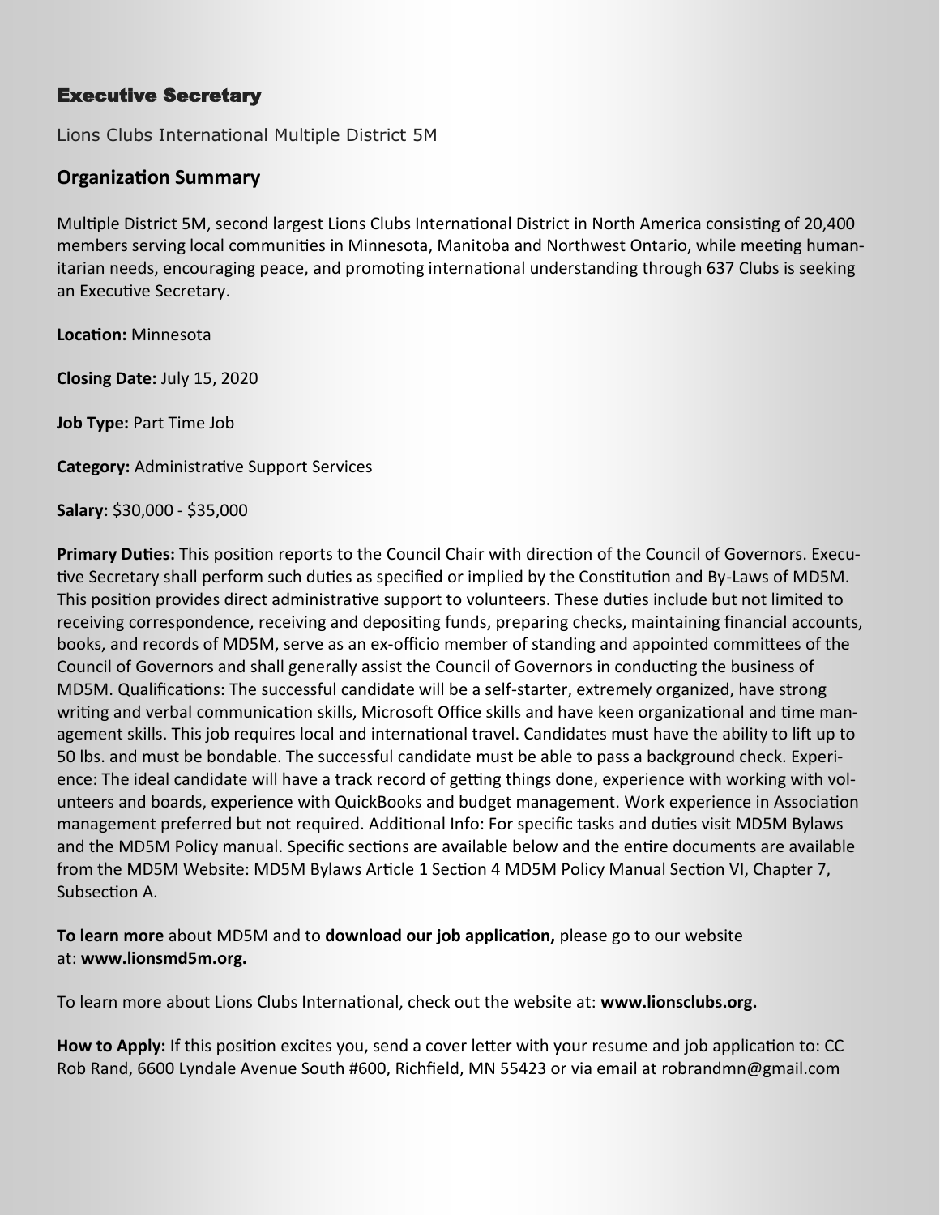## Executive Secretary

Lions Clubs International Multiple District 5M

### Organization Summary

Multiple District 5M, second largest Lions Clubs International District in North America consisting of 20,400 members serving local communities in Minnesota, Manitoba and Northwest Ontario, while meeting humanitarian needs, encouraging peace, and promoting international understanding through 637 Clubs is seeking an Executive Secretary.

**Location:** Minnesota

**Closing Date:** July 15, 2020

**Job Type:** Part Time Job

**Category:** Administrative Support Services

**Salary:** $30,000 - $35,000

**Primary Duties:** This position reports to the Council Chair with direction of the Council of Governors. Executive Secretary shall perform such duties as specified or implied by the Constitution and By-Laws of MD5M. This position provides direct administrative support to volunteers. These duties include but not limited to receiving correspondence, receiving and depositing funds, preparing checks, maintaining financial accounts, books, and records of MD5M, serve as an ex-officio member of standing and appointed committees of the Council of Governors and shall generally assist the Council of Governors in conducting the business of MD5M. Qualifications: The successful candidate will be a self-starter, extremely organized, have strong writing and verbal communication skills, Microsoft Office skills and have keen organizational and time management skills. This job requires local and international travel. Candidates must have the ability to lift up to 50 lbs. and must be bondable. The successful candidate must be able to pass a background check. Experience: The ideal candidate will have a track record of getting things done, experience with working with volunteers and boards, experience with QuickBooks and budget management. Work experience in Association management preferred but not required. Additional Info: For specific tasks and duties visit MD5M Bylaws and the MD5M Policy manual. Specific sections are available below and the entire documents are available from the MD5M Website: MD5M Bylaws Article 1 Section 4 MD5M Policy Manual Section VI, Chapter 7, Subsection A.

**To learn more** about MD5M and to **download our job application,** please go to our website at: **www.lionsmd5m.org.**

To learn more about Lions Clubs International, check out the website at: **www.lionsclubs.org.**

**How to Apply:** If this position excites you, send a cover letter with your resume and job application to: CC Rob Rand, 6600 Lyndale Avenue South #600, Richfield, MN 55423 or via email at robrandmn@gmail.com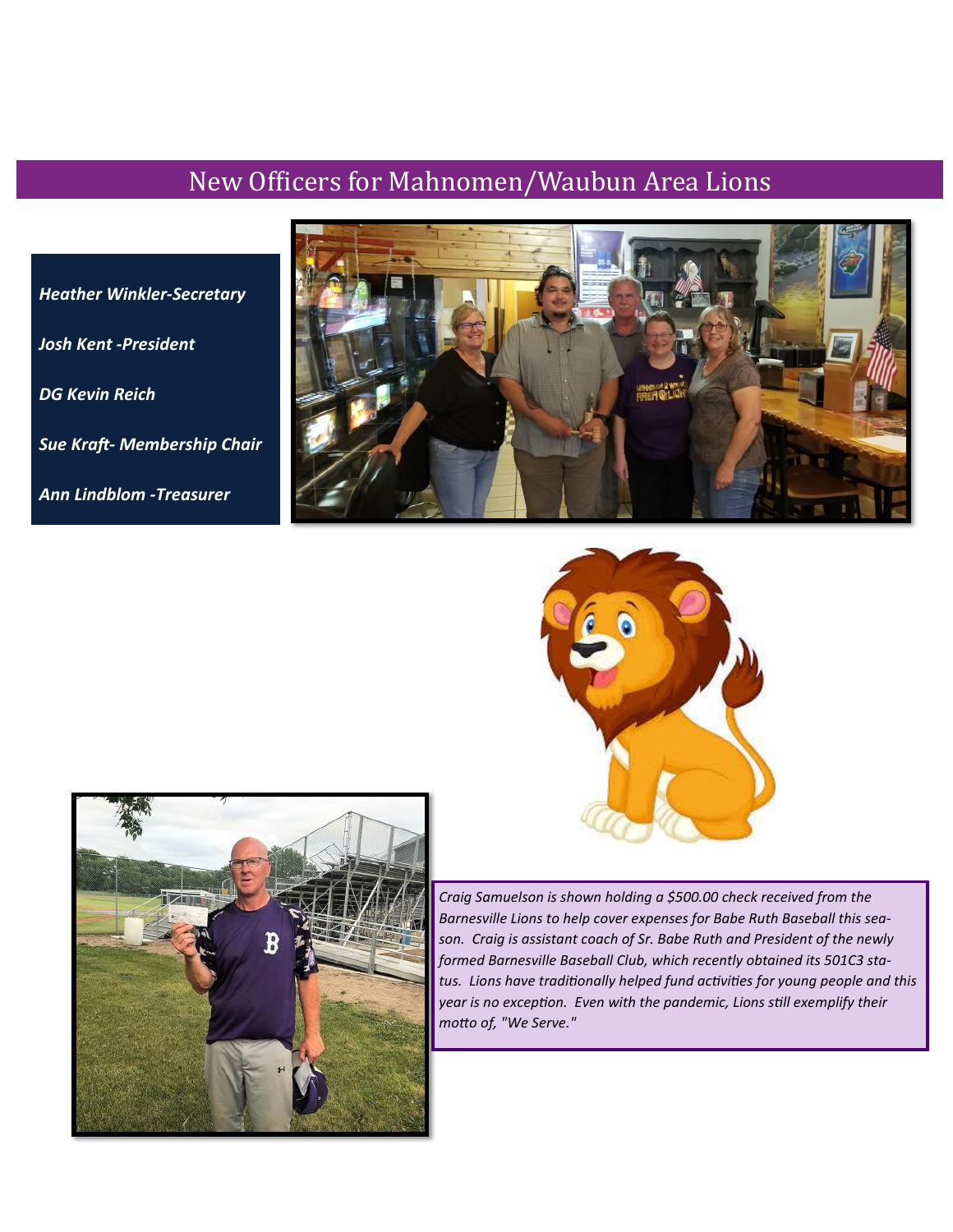# New Officers for Mahnomen/Waubun Area Lions

*Heather Winkler-Secretary*

*Josh Kent -President*

*DG Kevin Reich*

*Sue Kraft- Membership Chair*

*Ann Lindblom -Treasurer*

*Craig Samuelson is shown holding a $500.00 check received from the Barnesville Lions to help cover expenses for Babe Ruth Baseball this season. Craig is assistant coach of Sr. Babe Ruth and President of the newly formed Barnesville Baseball Club, which recently obtained its 501C3 status. Lions have traditionally helped fund activities for young people and this year is no exception. Even with the pandemic, Lions still exemplify their motto of, "We Serve."*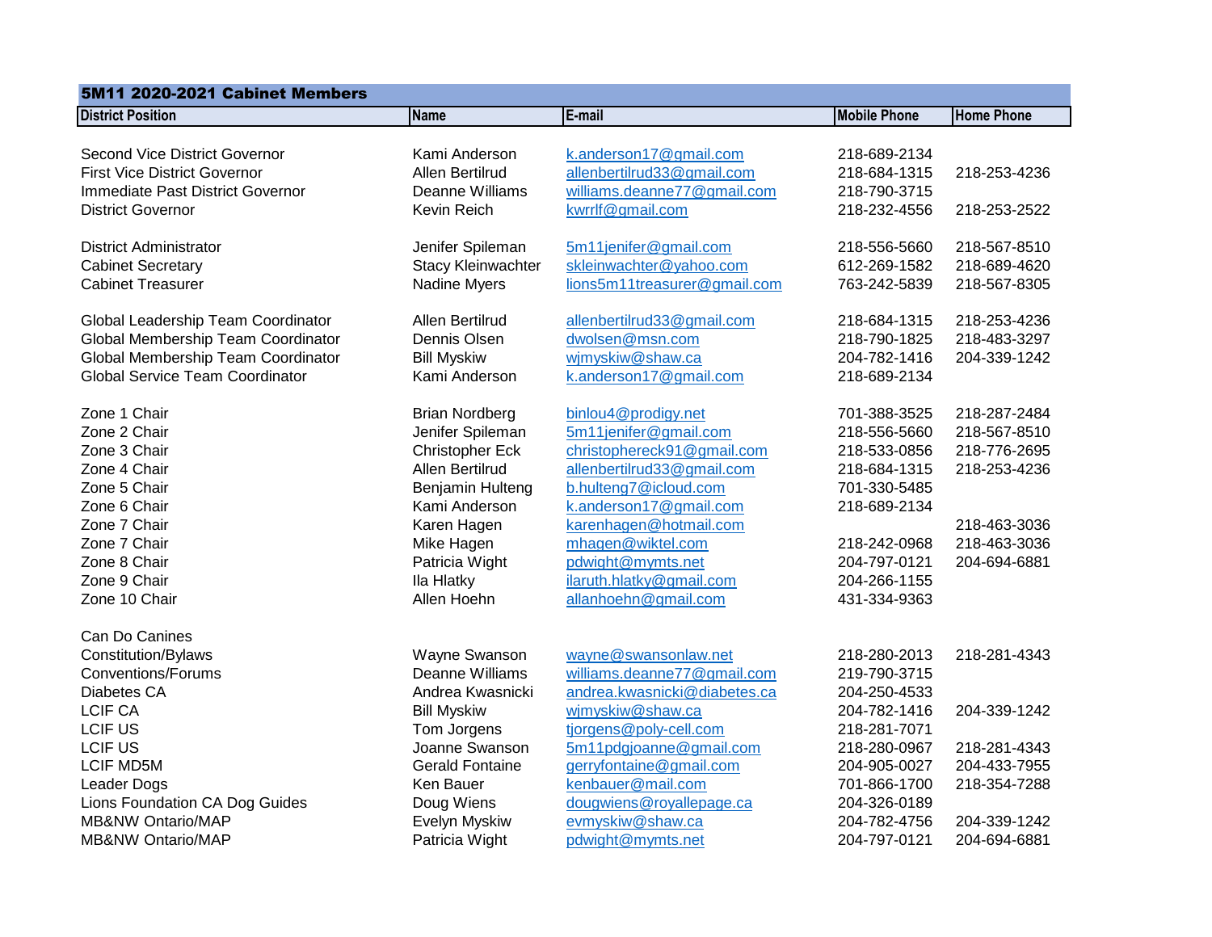## 5M11 2020-2021 Cabinet Members

| District Position | Name | E-mail | Mobile Phone | Home Phone |
|---|---|---|---|---|
| Second Vice District Governor | Kami Anderson | k.anderson17@gmail.com | 218-689-2134 | |
| First Vice District Governor | Allen Bertilrud | allenbertilrud33@gmail.com | 218-684-1315 | 218-253-4236 |
| Immediate Past District Governor | Deanne Williams | williams.deanne77@gmail.com | 218-790-3715 | |
| District Governor | Kevin Reich | kwrrlf@gmail.com | 218-232-4556 | 218-253-2522 |
| | | | | |
| District Administrator | Jenifer Spileman | 5m11jenifer@gmail.com | 218-556-5660 | 218-567-8510 |
| Cabinet Secretary | Stacy Kleinwachter | skleinwachter@yahoo.com | 612-269-1582 | 218-689-4620 |
| Cabinet Treasurer | Nadine Myers | lions5m11treasurer@gmail.com | 763-242-5839 | 218-567-8305 |
| | | | | |
| Global Leadership Team Coordinator | Allen Bertilrud | allenbertilrud33@gmail.com | 218-684-1315 | 218-253-4236 |
| Global Membership Team Coordinator | Dennis Olsen | dwolsen@msn.com | 218-790-1825 | 218-483-3297 |
| Global Membership Team Coordinator | Bill Myskiw | wjmyskiw@shaw.ca | 204-782-1416 | 204-339-1242 |
| Global Service Team Coordinator | Kami Anderson | k.anderson17@gmail.com | 218-689-2134 | |
| | | | | |
| Zone 1 Chair | Brian Nordberg | binlou4@prodigy.net | 701-388-3525 | 218-287-2484 |
| Zone 2 Chair | Jenifer Spileman | 5m11jenifer@gmail.com | 218-556-5660 | 218-567-8510 |
| Zone 3 Chair | Christopher Eck | christophereck91@gmail.com | 218-533-0856 | 218-776-2695 |
| Zone 4 Chair | Allen Bertilrud | allenbertilrud33@gmail.com | 218-684-1315 | 218-253-4236 |
| Zone 5 Chair | Benjamin Hulteng | b.hulteng7@icloud.com | 701-330-5485 | |
| Zone 6 Chair | Kami Anderson | k.anderson17@gmail.com | 218-689-2134 | |
| Zone 7 Chair | Karen Hagen | karenhagen@hotmail.com | | 218-463-3036 |
| Zone 7 Chair | Mike Hagen | mhagen@wiktel.com | 218-242-0968 | 218-463-3036 |
| Zone 8 Chair | Patricia Wight | pdwight@mymts.net | 204-797-0121 | 204-694-6881 |
| Zone 9 Chair | Ila Hlatky | ilaruth.hlatky@gmail.com | 204-266-1155 | |
| Zone 10 Chair | Allen Hoehn | allanhoehn@gmail.com | 431-334-9363 | |
| | | | | |
| Can Do Canines | | | | |
| Constitution/Bylaws | Wayne Swanson | wayne@swansonlaw.net | 218-280-2013 | 218-281-4343 |
| Conventions/Forums | Deanne Williams | williams.deanne77@gmail.com | 219-790-3715 | |
| Diabetes CA | Andrea Kwasnicki | andrea.kwasnicki@diabetes.ca | 204-250-4533 | |
| LCIF CA | Bill Myskiw | wjmyskiw@shaw.ca | 204-782-1416 | 204-339-1242 |
| LCIF US | Tom Jorgens | tjorgens@poly-cell.com | 218-281-7071 | |
| LCIF US | Joanne Swanson | 5m11pdgjoanne@gmail.com | 218-280-0967 | 218-281-4343 |
| LCIF MD5M | Gerald Fontaine | gerryfontaine@gmail.com | 204-905-0027 | 204-433-7955 |
| Leader Dogs | Ken Bauer | kenbauer@mail.com | 701-866-1700 | 218-354-7288 |
| Lions Foundation CA Dog Guides | Doug Wiens | dougwiens@royallepage.ca | 204-326-0189 | |
| MB&NW Ontario/MAP | Evelyn Myskiw | evmyskiw@shaw.ca | 204-782-4756 | 204-339-1242 |
| MB&NW Ontario/MAP | Patricia Wight | pdwight@mymts.net | 204-797-0121 | 204-694-6881 |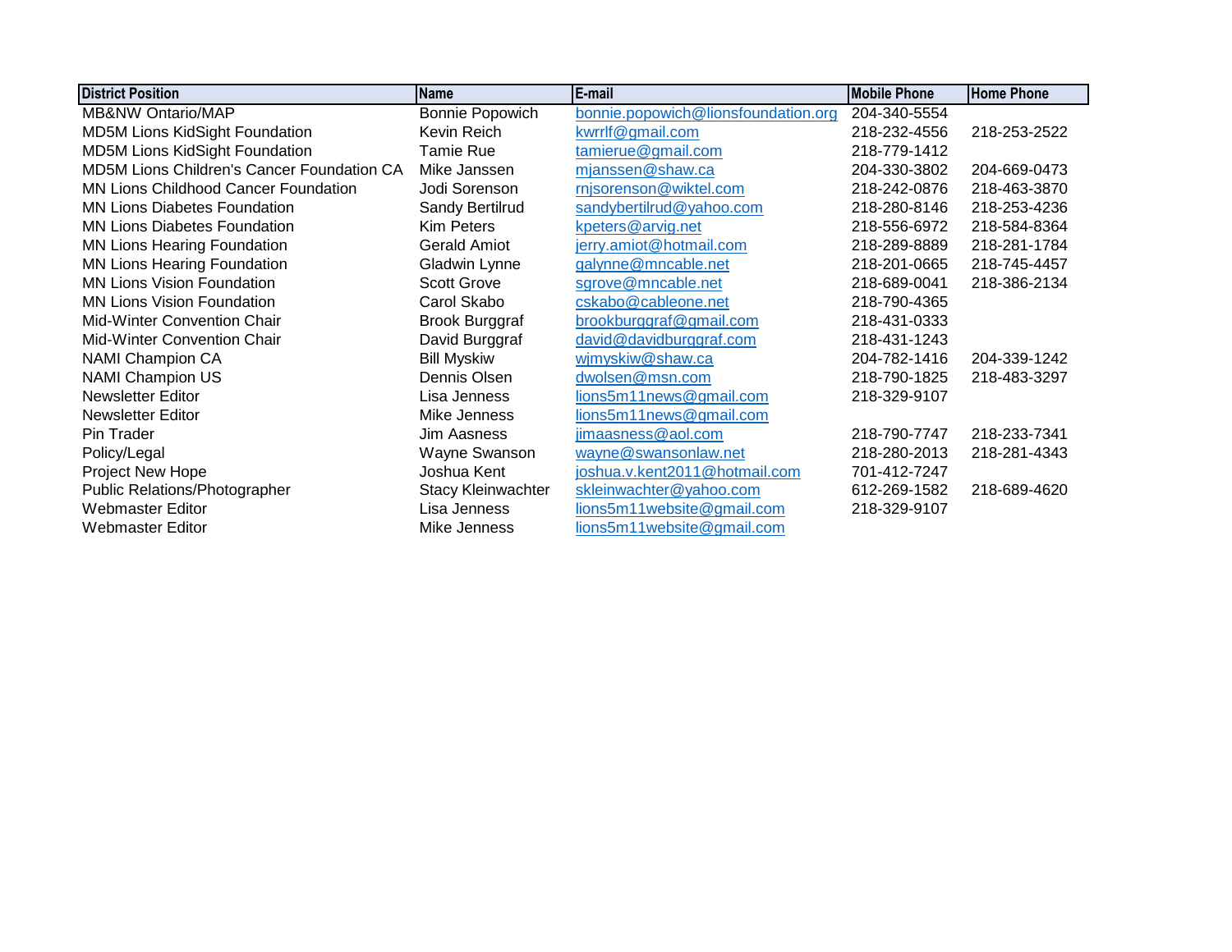| District Position | Name | E-mail | Mobile Phone | Home Phone |
|---|---|---|---|---|
| MB&NW Ontario/MAP | Bonnie Popowich | bonnie.popowich@lionsfoundation.org | 204-340-5554 | |
| MD5M Lions KidSight Foundation | Kevin Reich | kwrrlf@gmail.com | 218-232-4556 | 218-253-2522 |
| MD5M Lions KidSight Foundation | Tamie Rue | tamierue@gmail.com | 218-779-1412 | |
| MD5M Lions Children's Cancer Foundation CA | Mike Janssen | mjanssen@shaw.ca | 204-330-3802 | 204-669-0473 |
| MN Lions Childhood Cancer Foundation | Jodi Sorenson | rnjsorenson@wiktel.com | 218-242-0876 | 218-463-3870 |
| MN Lions Diabetes Foundation | Sandy Bertilrud | sandybertilrud@yahoo.com | 218-280-8146 | 218-253-4236 |
| MN Lions Diabetes Foundation | Kim Peters | kpeters@arvig.net | 218-556-6972 | 218-584-8364 |
| MN Lions Hearing Foundation | Gerald Amiot | jerry.amiot@hotmail.com | 218-289-8889 | 218-281-1784 |
| MN Lions Hearing Foundation | Gladwin Lynne | galynne@mncable.net | 218-201-0665 | 218-745-4457 |
| MN Lions Vision Foundation | Scott Grove | sgrove@mncable.net | 218-689-0041 | 218-386-2134 |
| MN Lions Vision Foundation | Carol Skabo | cskabo@cableone.net | 218-790-4365 | |
| Mid-Winter Convention Chair | Brook Burggraf | brookburggraf@gmail.com | 218-431-0333 | |
| Mid-Winter Convention Chair | David Burggraf | david@davidburggraf.com | 218-431-1243 | |
| NAMI Champion CA | Bill Myskiw | wjmyskiw@shaw.ca | 204-782-1416 | 204-339-1242 |
| NAMI Champion US | Dennis Olsen | dwolsen@msn.com | 218-790-1825 | 218-483-3297 |
| Newsletter Editor | Lisa Jenness | lions5m11news@gmail.com | 218-329-9107 | |
| Newsletter Editor | Mike Jenness | lions5m11news@gmail.com | | |
| Pin Trader | Jim Aasness | jimaasness@aol.com | 218-790-7747 | 218-233-7341 |
| Policy/Legal | Wayne Swanson | wayne@swansonlaw.net | 218-280-2013 | 218-281-4343 |
| Project New Hope | Joshua Kent | joshua.v.kent2011@hotmail.com | 701-412-7247 | |
| Public Relations/Photographer | Stacy Kleinwachter | skleinwachter@yahoo.com | 612-269-1582 | 218-689-4620 |
| Webmaster Editor | Lisa Jenness | lions5m11website@gmail.com | 218-329-9107 | |
| Webmaster Editor | Mike Jenness | lions5m11website@gmail.com | | |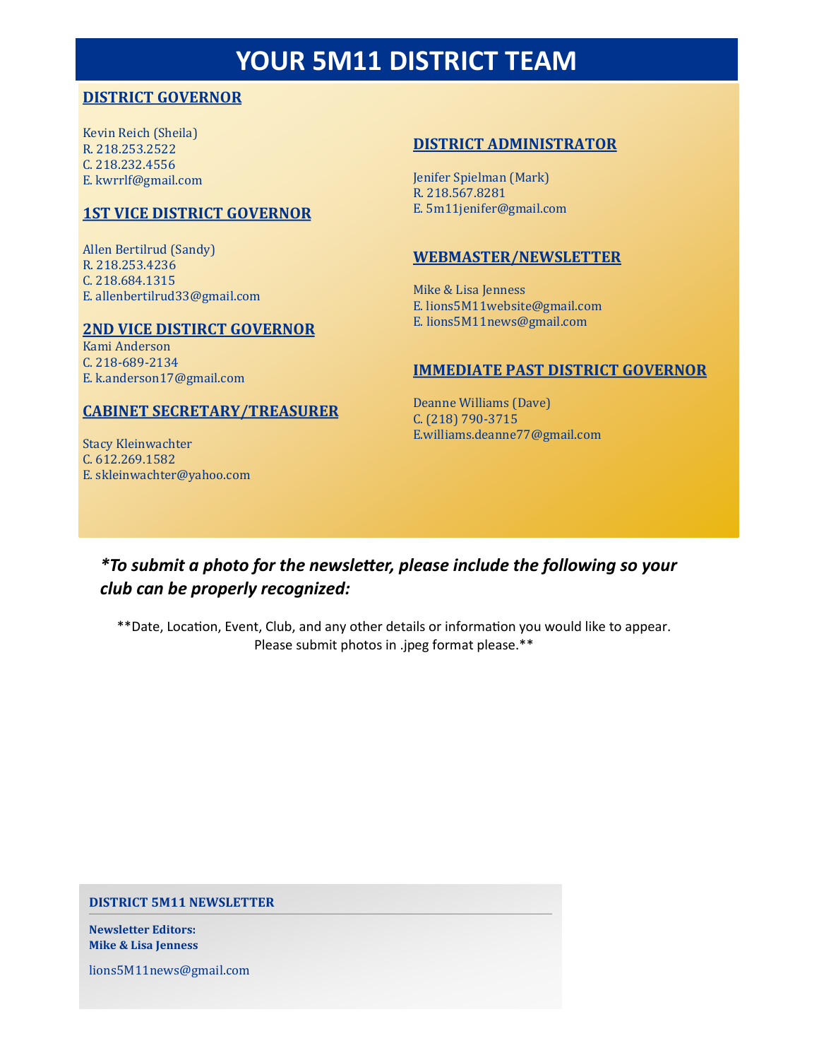# YOUR 5M11 DISTRICT TEAM

## DISTRICT GOVERNOR

Kevin Reich (Sheila)
R. 218.253.2522
C. 218.232.4556
E. kwrrlf@gmail.com

## 1ST VICE DISTRICT GOVERNOR

Allen Bertilrud (Sandy)
R. 218.253.4236
C. 218.684.1315
E. allenbertilrud33@gmail.com

## 2ND VICE DISTIRCT GOVERNOR

Kami Anderson
C. 218-689-2134
E. k.anderson17@gmail.com

## CABINET SECRETARY/TREASURER

Stacy Kleinwachter
C. 612.269.1582
E. skleinwachter@yahoo.com

## DISTRICT ADMINISTRATOR

Jenifer Spielman (Mark)
R. 218.567.8281
E. 5m11jenifer@gmail.com

## WEBMASTER/NEWSLETTER

Mike & Lisa Jenness
E. lions5M11website@gmail.com
E. lions5M11news@gmail.com

## IMMEDIATE PAST DISTRICT GOVERNOR

Deanne Williams (Dave)
C. (218) 790-3715
E.williams.deanne77@gmail.com

***To submit a photo for the newsletter, please include the following so your club can be properly recognized:***

**Date, Location, Event, Club, and any other details or information you would like to appear.
Please submit photos in .jpeg format please.**

**DISTRICT 5M11 NEWSLETTER**

**Newsletter Editors:**
**Mike & Lisa Jenness**

lions5M11news@gmail.com